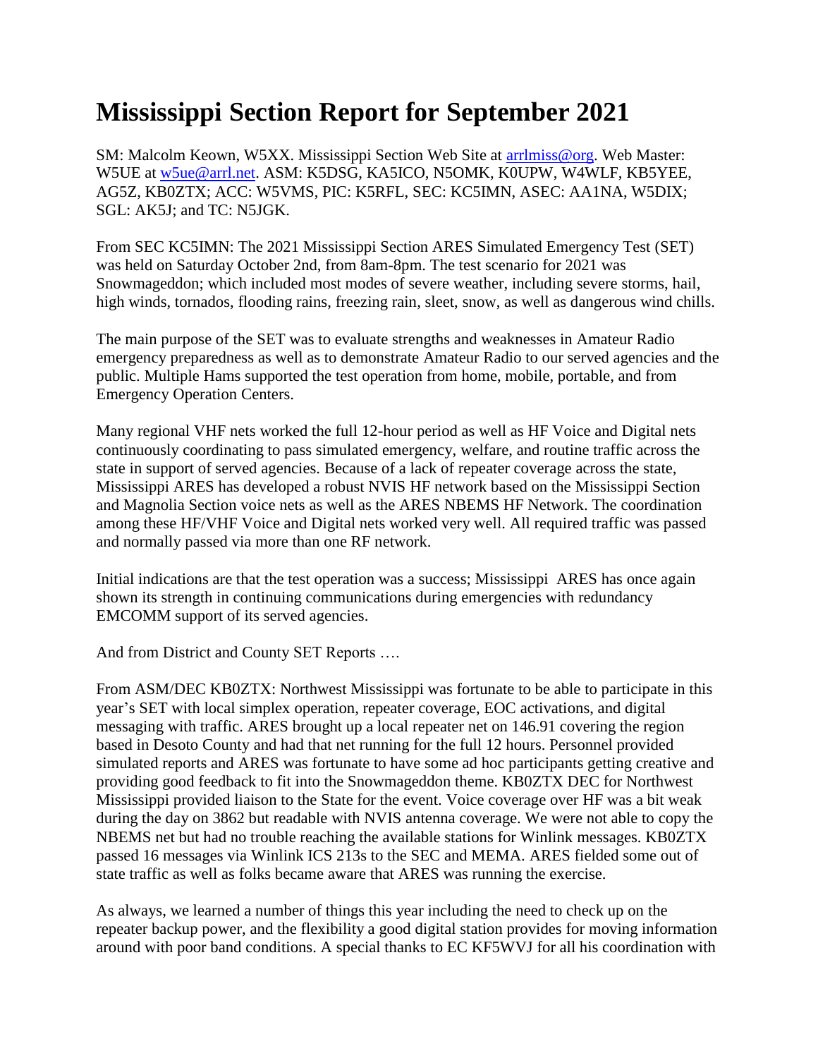# Mississippi Section Report for September 2021

SM: Malcolm Keown, W5XX. Mississippi Section Web Site at arrlmiss@org. Web Master: W5UE at w5ue@arrl.net. ASM: K5DSG, KA5ICO, N5OMK, K0UPW, W4WLF, KB5YEE, AG5Z, KB0ZTX; ACC: W5VMS, PIC: K5RFL, SEC: KC5IMN, ASEC: AA1NA, W5DIX; SGL: AK5J; and TC: N5JGK.

From SEC KC5IMN: The 2021 Mississippi Section ARES Simulated Emergency Test (SET) was held on Saturday October 2nd, from 8am-8pm. The test scenario for 2021 was Snowmageddon; which included most modes of severe weather, including severe storms, hail, high winds, tornados, flooding rains, freezing rain, sleet, snow, as well as dangerous wind chills.

The main purpose of the SET was to evaluate strengths and weaknesses in Amateur Radio emergency preparedness as well as to demonstrate Amateur Radio to our served agencies and the public. Multiple Hams supported the test operation from home, mobile, portable, and from Emergency Operation Centers.

Many regional VHF nets worked the full 12-hour period as well as HF Voice and Digital nets continuously coordinating to pass simulated emergency, welfare, and routine traffic across the state in support of served agencies. Because of a lack of repeater coverage across the state, Mississippi ARES has developed a robust NVIS HF network based on the Mississippi Section and Magnolia Section voice nets as well as the ARES NBEMS HF Network. The coordination among these HF/VHF Voice and Digital nets worked very well. All required traffic was passed and normally passed via more than one RF network.

Initial indications are that the test operation was a success; Mississippi ARES has once again shown its strength in continuing communications during emergencies with redundancy EMCOMM support of its served agencies.

And from District and County SET Reports ….

From ASM/DEC KB0ZTX: Northwest Mississippi was fortunate to be able to participate in this year's SET with local simplex operation, repeater coverage, EOC activations, and digital messaging with traffic. ARES brought up a local repeater net on 146.91 covering the region based in Desoto County and had that net running for the full 12 hours. Personnel provided simulated reports and ARES was fortunate to have some ad hoc participants getting creative and providing good feedback to fit into the Snowmageddon theme. KB0ZTX DEC for Northwest Mississippi provided liaison to the State for the event. Voice coverage over HF was a bit weak during the day on 3862 but readable with NVIS antenna coverage. We were not able to copy the NBEMS net but had no trouble reaching the available stations for Winlink messages. KB0ZTX passed 16 messages via Winlink ICS 213s to the SEC and MEMA. ARES fielded some out of state traffic as well as folks became aware that ARES was running the exercise.

As always, we learned a number of things this year including the need to check up on the repeater backup power, and the flexibility a good digital station provides for moving information around with poor band conditions. A special thanks to EC KF5WVJ for all his coordination with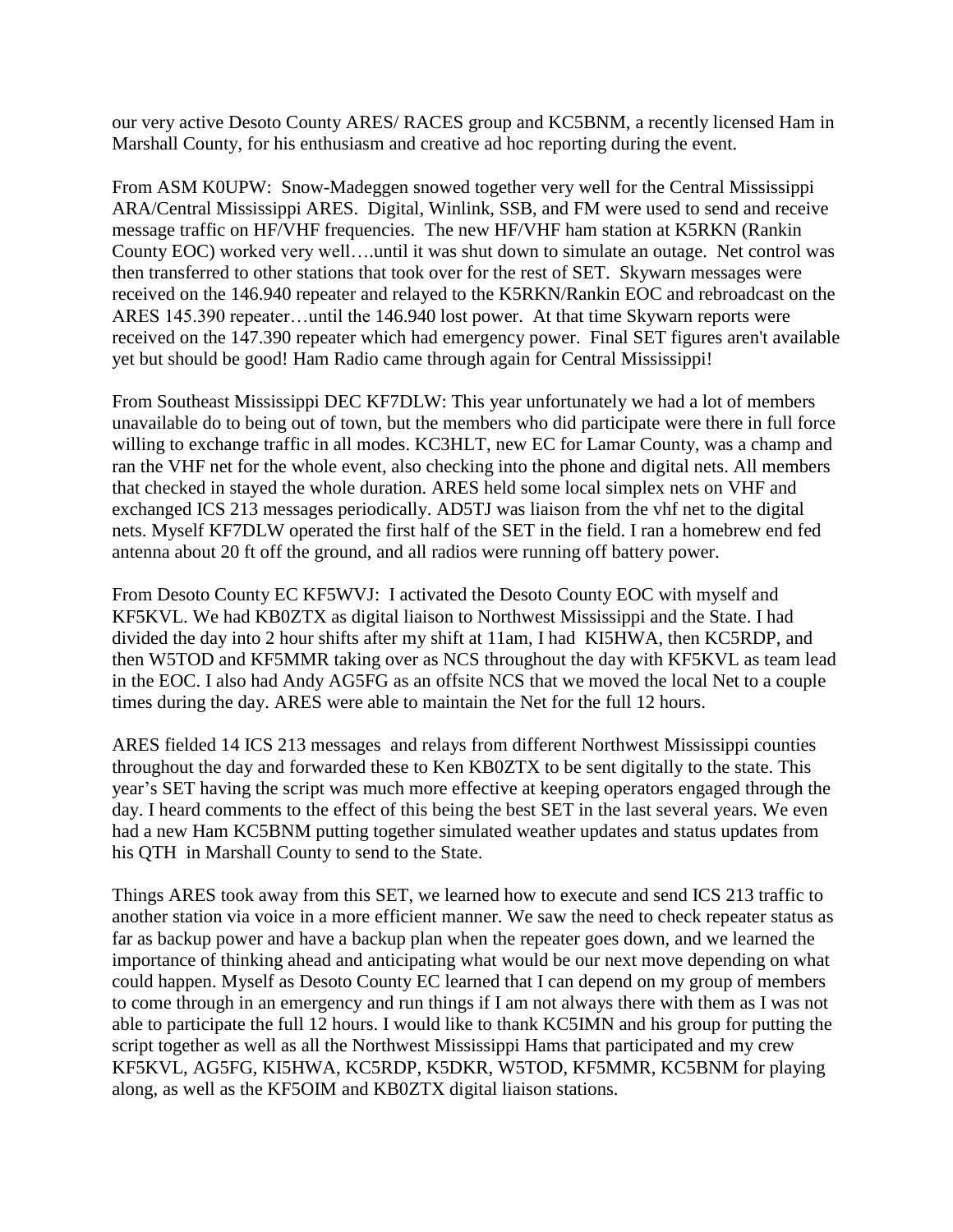our very active Desoto County ARES/ RACES group and KC5BNM, a recently licensed Ham in Marshall County, for his enthusiasm and creative ad hoc reporting during the event.

From ASM K0UPW: Snow-Madeggen snowed together very well for the Central Mississippi ARA/Central Mississippi ARES. Digital, Winlink, SSB, and FM were used to send and receive message traffic on HF/VHF frequencies. The new HF/VHF ham station at K5RKN (Rankin County EOC) worked very well….until it was shut down to simulate an outage. Net control was then transferred to other stations that took over for the rest of SET. Skywarn messages were received on the 146.940 repeater and relayed to the K5RKN/Rankin EOC and rebroadcast on the ARES 145.390 repeater…until the 146.940 lost power. At that time Skywarn reports were received on the 147.390 repeater which had emergency power. Final SET figures aren't available yet but should be good! Ham Radio came through again for Central Mississippi!

From Southeast Mississippi DEC KF7DLW: This year unfortunately we had a lot of members unavailable do to being out of town, but the members who did participate were there in full force willing to exchange traffic in all modes. KC3HLT, new EC for Lamar County, was a champ and ran the VHF net for the whole event, also checking into the phone and digital nets. All members that checked in stayed the whole duration. ARES held some local simplex nets on VHF and exchanged ICS 213 messages periodically. AD5TJ was liaison from the vhf net to the digital nets. Myself KF7DLW operated the first half of the SET in the field. I ran a homebrew end fed antenna about 20 ft off the ground, and all radios were running off battery power.

From Desoto County EC KF5WVJ: I activated the Desoto County EOC with myself and KF5KVL. We had KB0ZTX as digital liaison to Northwest Mississippi and the State. I had divided the day into 2 hour shifts after my shift at 11am, I had KI5HWA, then KC5RDP, and then W5TOD and KF5MMR taking over as NCS throughout the day with KF5KVL as team lead in the EOC. I also had Andy AG5FG as an offsite NCS that we moved the local Net to a couple times during the day. ARES were able to maintain the Net for the full 12 hours.

ARES fielded 14 ICS 213 messages and relays from different Northwest Mississippi counties throughout the day and forwarded these to Ken KB0ZTX to be sent digitally to the state. This year's SET having the script was much more effective at keeping operators engaged through the day. I heard comments to the effect of this being the best SET in the last several years. We even had a new Ham KC5BNM putting together simulated weather updates and status updates from his QTH in Marshall County to send to the State.

Things ARES took away from this SET, we learned how to execute and send ICS 213 traffic to another station via voice in a more efficient manner. We saw the need to check repeater status as far as backup power and have a backup plan when the repeater goes down, and we learned the importance of thinking ahead and anticipating what would be our next move depending on what could happen. Myself as Desoto County EC learned that I can depend on my group of members to come through in an emergency and run things if I am not always there with them as I was not able to participate the full 12 hours. I would like to thank KC5IMN and his group for putting the script together as well as all the Northwest Mississippi Hams that participated and my crew KF5KVL, AG5FG, KI5HWA, KC5RDP, K5DKR, W5TOD, KF5MMR, KC5BNM for playing along, as well as the KF5OIM and KB0ZTX digital liaison stations.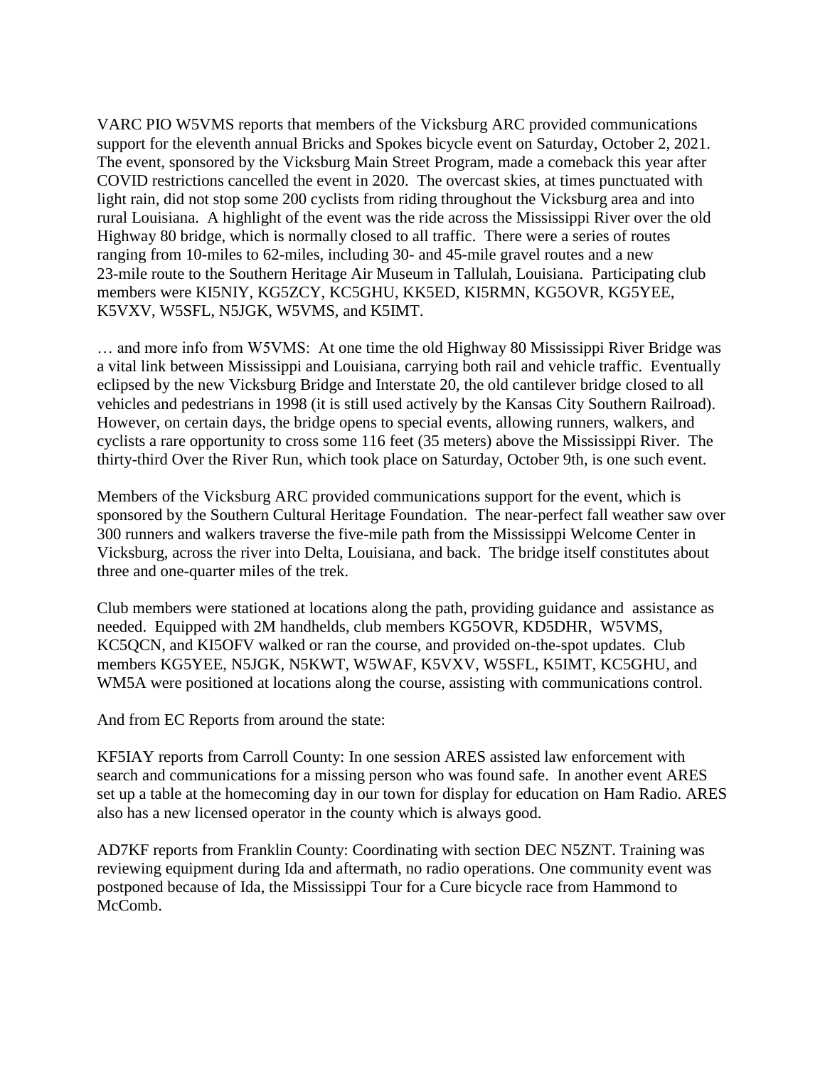VARC PIO W5VMS reports that members of the Vicksburg ARC provided communications support for the eleventh annual Bricks and Spokes bicycle event on Saturday, October 2, 2021. The event, sponsored by the Vicksburg Main Street Program, made a comeback this year after COVID restrictions cancelled the event in 2020. The overcast skies, at times punctuated with light rain, did not stop some 200 cyclists from riding throughout the Vicksburg area and into rural Louisiana. A highlight of the event was the ride across the Mississippi River over the old Highway 80 bridge, which is normally closed to all traffic. There were a series of routes ranging from 10-miles to 62-miles, including 30- and 45-mile gravel routes and a new 23-mile route to the Southern Heritage Air Museum in Tallulah, Louisiana. Participating club members were KI5NIY, KG5ZCY, KC5GHU, KK5ED, KI5RMN, KG5OVR, KG5YEE, K5VXV, W5SFL, N5JGK, W5VMS, and K5IMT.

… and more info from W5VMS: At one time the old Highway 80 Mississippi River Bridge was a vital link between Mississippi and Louisiana, carrying both rail and vehicle traffic. Eventually eclipsed by the new Vicksburg Bridge and Interstate 20, the old cantilever bridge closed to all vehicles and pedestrians in 1998 (it is still used actively by the Kansas City Southern Railroad). However, on certain days, the bridge opens to special events, allowing runners, walkers, and cyclists a rare opportunity to cross some 116 feet (35 meters) above the Mississippi River. The thirty-third Over the River Run, which took place on Saturday, October 9th, is one such event.

Members of the Vicksburg ARC provided communications support for the event, which is sponsored by the Southern Cultural Heritage Foundation. The near-perfect fall weather saw over 300 runners and walkers traverse the five-mile path from the Mississippi Welcome Center in Vicksburg, across the river into Delta, Louisiana, and back. The bridge itself constitutes about three and one-quarter miles of the trek.

Club members were stationed at locations along the path, providing guidance and assistance as needed. Equipped with 2M handhelds, club members KG5OVR, KD5DHR, W5VMS, KC5QCN, and KI5OFV walked or ran the course, and provided on-the-spot updates. Club members KG5YEE, N5JGK, N5KWT, W5WAF, K5VXV, W5SFL, K5IMT, KC5GHU, and WM5A were positioned at locations along the course, assisting with communications control.

And from EC Reports from around the state:

KF5IAY reports from Carroll County: In one session ARES assisted law enforcement with search and communications for a missing person who was found safe. In another event ARES set up a table at the homecoming day in our town for display for education on Ham Radio. ARES also has a new licensed operator in the county which is always good.

AD7KF reports from Franklin County: Coordinating with section DEC N5ZNT. Training was reviewing equipment during Ida and aftermath, no radio operations. One community event was postponed because of Ida, the Mississippi Tour for a Cure bicycle race from Hammond to McComb.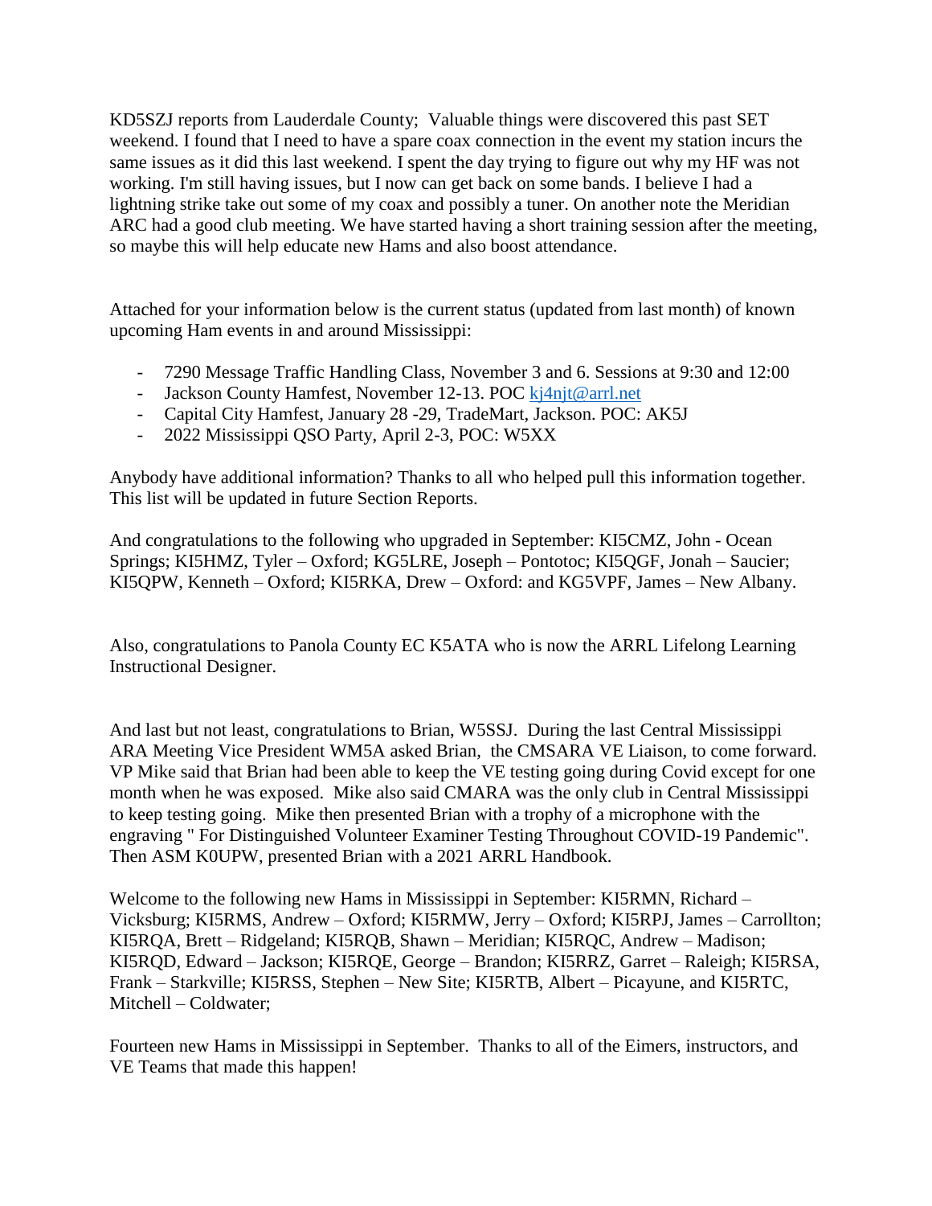KD5SZJ reports from Lauderdale County; Valuable things were discovered this past SET weekend. I found that I need to have a spare coax connection in the event my station incurs the same issues as it did this last weekend. I spent the day trying to figure out why my HF was not working. I'm still having issues, but I now can get back on some bands. I believe I had a lightning strike take out some of my coax and possibly a tuner. On another note the Meridian ARC had a good club meeting. We have started having a short training session after the meeting, so maybe this will help educate new Hams and also boost attendance.

Attached for your information below is the current status (updated from last month) of known upcoming Ham events in and around Mississippi:

- 7290 Message Traffic Handling Class, November 3 and 6. Sessions at 9:30 and 12:00
- Jackson County Hamfest, November 12-13. POC kj4njt@arrl.net
- Capital City Hamfest, January 28 -29, TradeMart, Jackson. POC: AK5J
- 2022 Mississippi QSO Party, April 2-3, POC: W5XX

Anybody have additional information? Thanks to all who helped pull this information together. This list will be updated in future Section Reports.

And congratulations to the following who upgraded in September: KI5CMZ, John - Ocean Springs; KI5HMZ, Tyler – Oxford; KG5LRE, Joseph – Pontotoc; KI5QGF, Jonah – Saucier; KI5QPW, Kenneth – Oxford; KI5RKA, Drew – Oxford: and KG5VPF, James – New Albany.

Also, congratulations to Panola County EC K5ATA who is now the ARRL Lifelong Learning Instructional Designer.

And last but not least, congratulations to Brian, W5SSJ. During the last Central Mississippi ARA Meeting Vice President WM5A asked Brian, the CMSARA VE Liaison, to come forward. VP Mike said that Brian had been able to keep the VE testing going during Covid except for one month when he was exposed. Mike also said CMARA was the only club in Central Mississippi to keep testing going. Mike then presented Brian with a trophy of a microphone with the engraving " For Distinguished Volunteer Examiner Testing Throughout COVID-19 Pandemic". Then ASM K0UPW, presented Brian with a 2021 ARRL Handbook.

Welcome to the following new Hams in Mississippi in September: KI5RMN, Richard – Vicksburg; KI5RMS, Andrew – Oxford; KI5RMW, Jerry – Oxford; KI5RPJ, James – Carrollton; KI5RQA, Brett – Ridgeland; KI5RQB, Shawn – Meridian; KI5RQC, Andrew – Madison; KI5RQD, Edward – Jackson; KI5RQE, George – Brandon; KI5RRZ, Garret – Raleigh; KI5RSA, Frank – Starkville; KI5RSS, Stephen – New Site; KI5RTB, Albert – Picayune, and KI5RTC, Mitchell – Coldwater;

Fourteen new Hams in Mississippi in September. Thanks to all of the Eimers, instructors, and VE Teams that made this happen!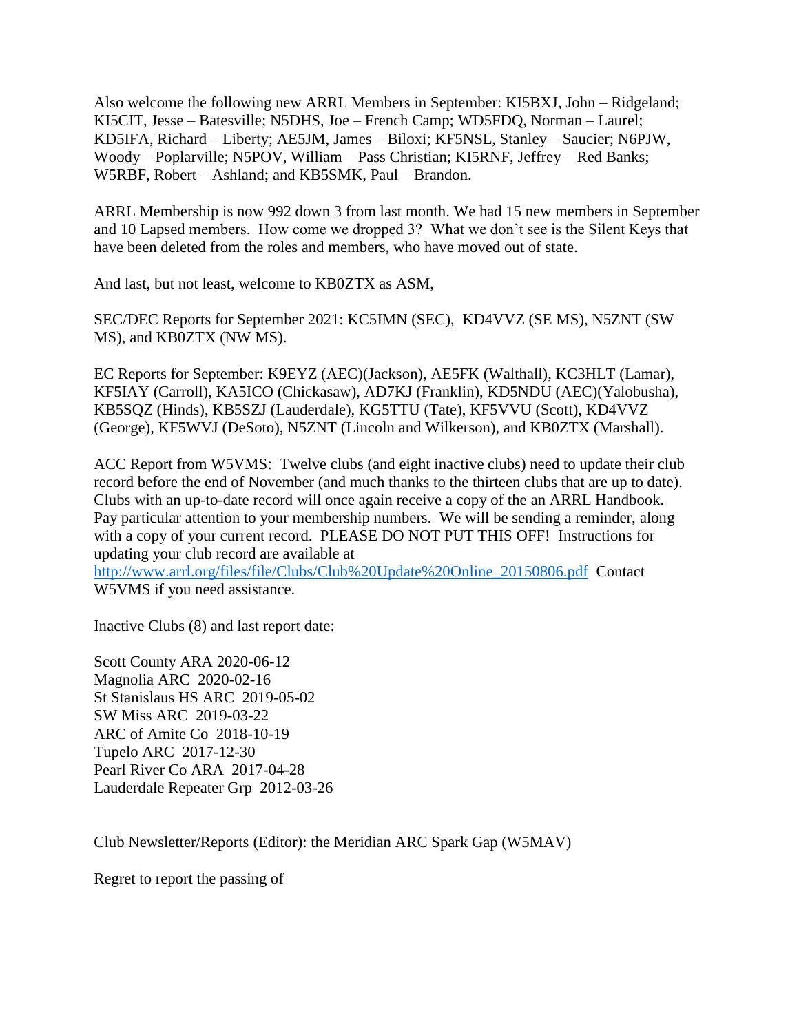Also welcome the following new ARRL Members in September: KI5BXJ, John – Ridgeland; KI5CIT, Jesse – Batesville; N5DHS, Joe – French Camp; WD5FDQ, Norman – Laurel; KD5IFA, Richard – Liberty; AE5JM, James – Biloxi; KF5NSL, Stanley – Saucier; N6PJW, Woody – Poplarville; N5POV, William – Pass Christian; KI5RNF, Jeffrey – Red Banks; W5RBF, Robert – Ashland; and KB5SMK, Paul – Brandon.

ARRL Membership is now 992 down 3 from last month. We had 15 new members in September and 10 Lapsed members. How come we dropped 3? What we don't see is the Silent Keys that have been deleted from the roles and members, who have moved out of state.

And last, but not least, welcome to KB0ZTX as ASM,

SEC/DEC Reports for September 2021: KC5IMN (SEC), KD4VVZ (SE MS), N5ZNT (SW MS), and KB0ZTX (NW MS).

EC Reports for September: K9EYZ (AEC)(Jackson), AE5FK (Walthall), KC3HLT (Lamar), KF5IAY (Carroll), KA5ICO (Chickasaw), AD7KJ (Franklin), KD5NDU (AEC)(Yalobusha), KB5SQZ (Hinds), KB5SZJ (Lauderdale), KG5TTU (Tate), KF5VVU (Scott), KD4VVZ (George), KF5WVJ (DeSoto), N5ZNT (Lincoln and Wilkerson), and KB0ZTX (Marshall).

ACC Report from W5VMS: Twelve clubs (and eight inactive clubs) need to update their club record before the end of November (and much thanks to the thirteen clubs that are up to date). Clubs with an up-to-date record will once again receive a copy of the an ARRL Handbook. Pay particular attention to your membership numbers. We will be sending a reminder, along with a copy of your current record. PLEASE DO NOT PUT THIS OFF! Instructions for updating your club record are available at http://www.arrl.org/files/file/Clubs/Club%20Update%20Online_20150806.pdf Contact W5VMS if you need assistance.

Inactive Clubs (8) and last report date:

Scott County ARA 2020-06-12
Magnolia ARC 2020-02-16
St Stanislaus HS ARC 2019-05-02
SW Miss ARC 2019-03-22
ARC of Amite Co 2018-10-19
Tupelo ARC 2017-12-30
Pearl River Co ARA 2017-04-28
Lauderdale Repeater Grp 2012-03-26

Club Newsletter/Reports (Editor): the Meridian ARC Spark Gap (W5MAV)

Regret to report the passing of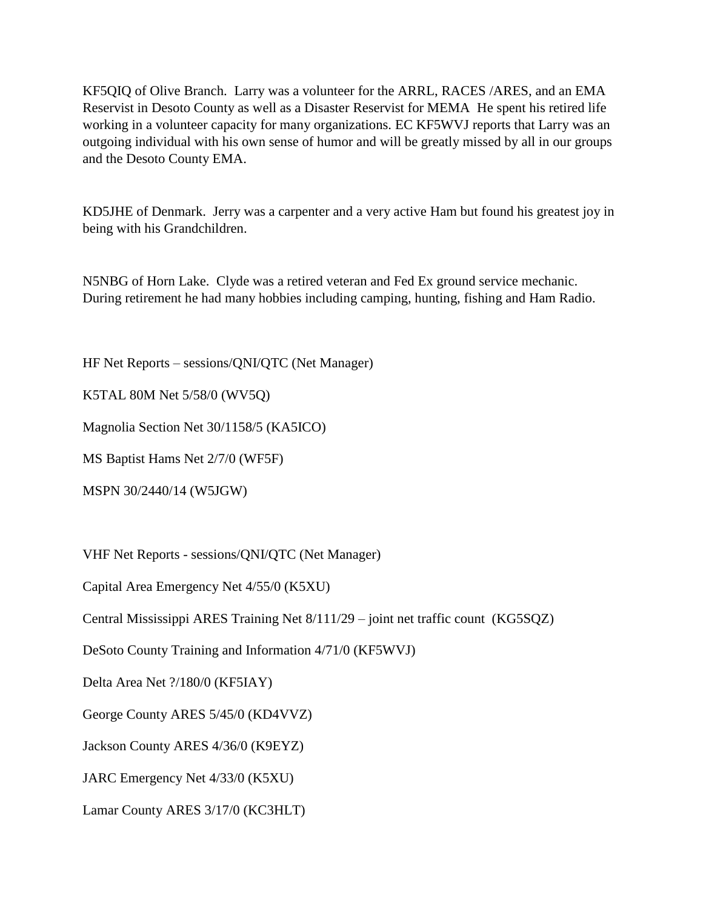KF5QIQ of Olive Branch.  Larry was a volunteer for the ARRL, RACES /ARES, and an EMA Reservist in Desoto County as well as a Disaster Reservist for MEMA  He spent his retired life working in a volunteer capacity for many organizations. EC KF5WVJ reports that Larry was an outgoing individual with his own sense of humor and will be greatly missed by all in our groups and the Desoto County EMA.

KD5JHE of Denmark.  Jerry was a carpenter and a very active Ham but found his greatest joy in being with his Grandchildren.

N5NBG of Horn Lake.  Clyde was a retired veteran and Fed Ex ground service mechanic. During retirement he had many hobbies including camping, hunting, fishing and Ham Radio.

HF Net Reports – sessions/QNI/QTC (Net Manager)

K5TAL 80M Net 5/58/0 (WV5Q)

Magnolia Section Net 30/1158/5 (KA5ICO)

MS Baptist Hams Net 2/7/0 (WF5F)

MSPN 30/2440/14 (W5JGW)

VHF Net Reports - sessions/QNI/QTC (Net Manager)

Capital Area Emergency Net 4/55/0 (K5XU)

Central Mississippi ARES Training Net 8/111/29 – joint net traffic count  (KG5SQZ)

DeSoto County Training and Information 4/71/0 (KF5WVJ)

Delta Area Net ?/180/0 (KF5IAY)

George County ARES 5/45/0 (KD4VVZ)

Jackson County ARES 4/36/0 (K9EYZ)

JARC Emergency Net 4/33/0 (K5XU)

Lamar County ARES 3/17/0 (KC3HLT)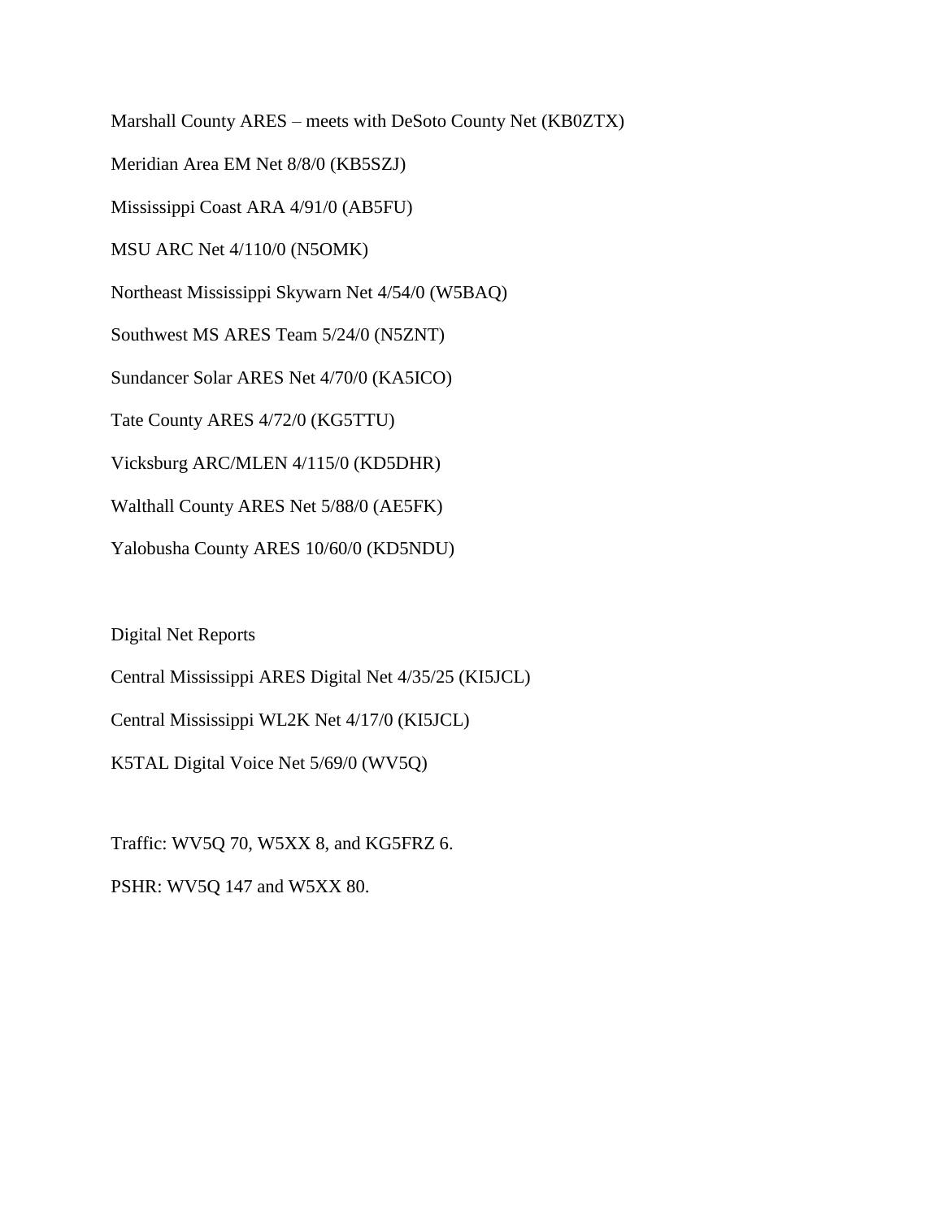Marshall County ARES – meets with DeSoto County Net (KB0ZTX)

Meridian Area EM Net 8/8/0 (KB5SZJ)

Mississippi Coast ARA 4/91/0 (AB5FU)

MSU ARC Net 4/110/0 (N5OMK)

Northeast Mississippi Skywarn Net 4/54/0 (W5BAQ)

Southwest MS ARES Team 5/24/0 (N5ZNT)

Sundancer Solar ARES Net 4/70/0 (KA5ICO)

Tate County ARES 4/72/0 (KG5TTU)

Vicksburg ARC/MLEN 4/115/0 (KD5DHR)

Walthall County ARES Net 5/88/0 (AE5FK)

Yalobusha County ARES 10/60/0 (KD5NDU)

Digital Net Reports

Central Mississippi ARES Digital Net 4/35/25 (KI5JCL)

Central Mississippi WL2K Net 4/17/0 (KI5JCL)

K5TAL Digital Voice Net 5/69/0 (WV5Q)

Traffic: WV5Q 70, W5XX 8, and KG5FRZ 6.

PSHR: WV5Q 147 and W5XX 80.